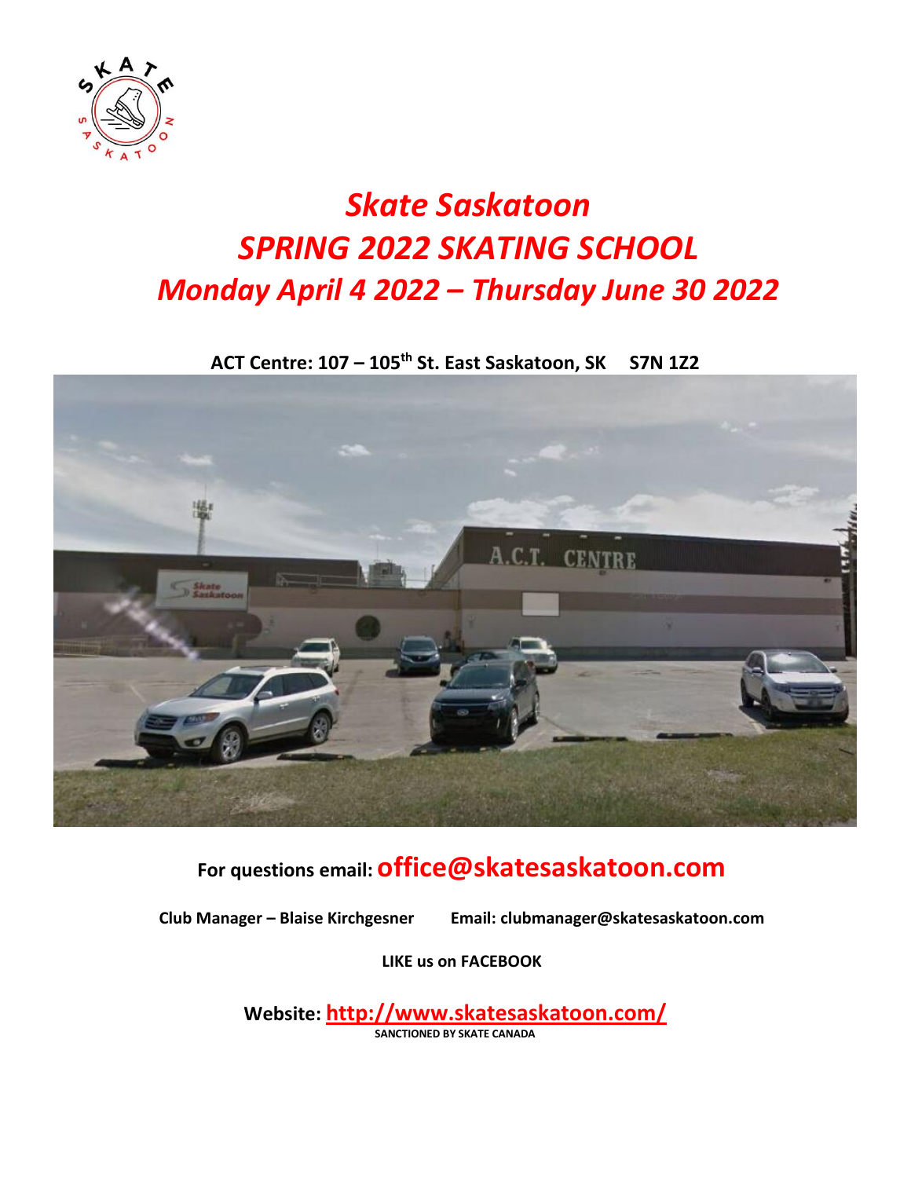# *Skate Saskatoon*
# *SPRING 2022 SKATING SCHOOL*
## *Monday April 4 2022 – Thursday June 30 2022*

**ACT Centre: 107 – 105th St. East Saskatoon, SK S7N 1Z2**

**For questions email: office@skatesaskatoon.com**

**Club Manager – Blaise Kirchgesner Email: clubmanager@skatesaskatoon.com**

**LIKE us on FACEBOOK**

**Website: http://www.skatesaskatoon.com/**

**SANCTIONED BY SKATE CANADA**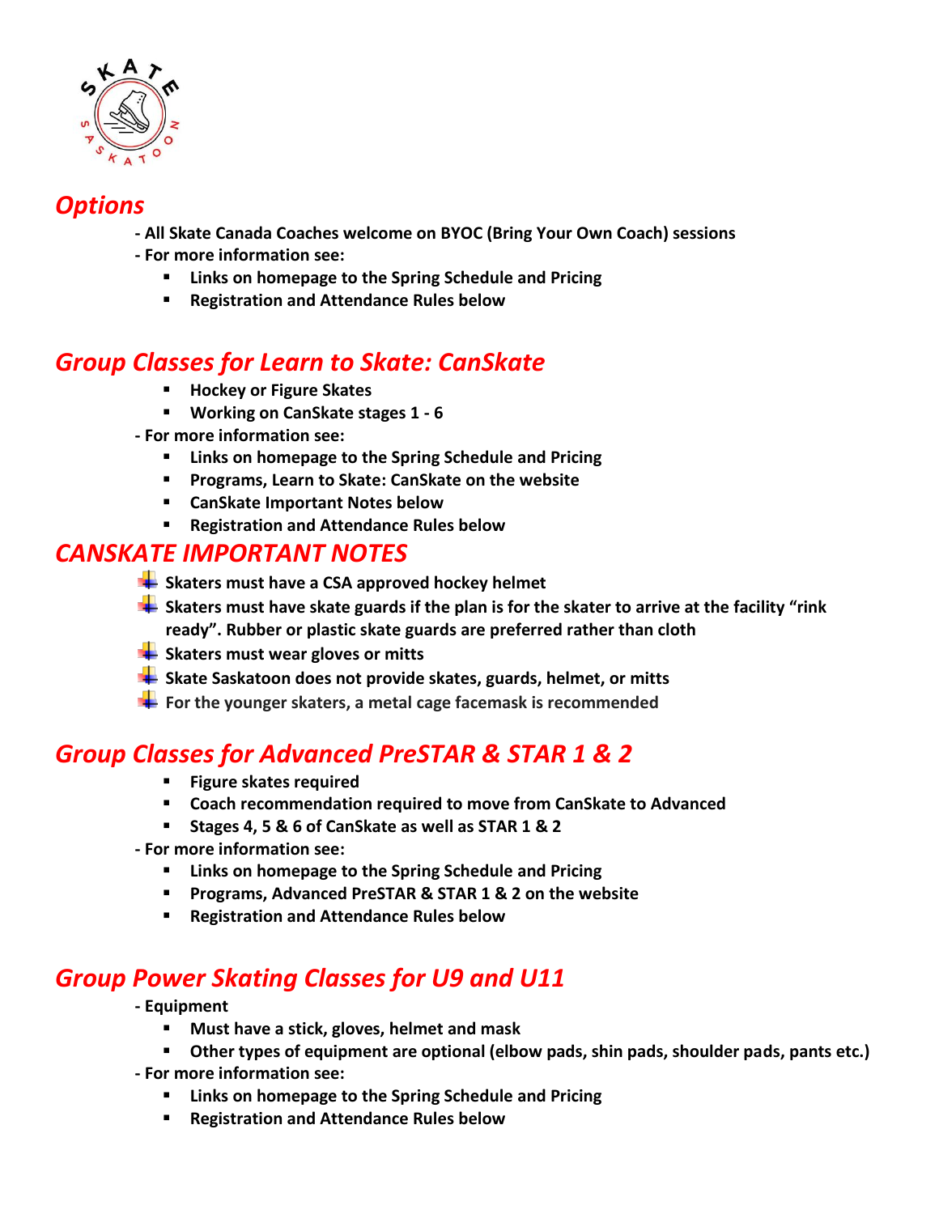## *Options*

- **All Skate Canada Coaches welcome on BYOC (Bring Your Own Coach) sessions**
- **For more information see:**
  - **Links on homepage to the Spring Schedule and Pricing**
  - **Registration and Attendance Rules below**

## *Group Classes for Learn to Skate: CanSkate*

- **Hockey or Figure Skates**
- **Working on CanSkate stages 1 - 6**
- **For more information see:**
  - **Links on homepage to the Spring Schedule and Pricing**
  - **Programs, Learn to Skate: CanSkate on the website**
  - **CanSkate Important Notes below**
  - **Registration and Attendance Rules below**

## *CANSKATE IMPORTANT NOTES*

- **Skaters must have a CSA approved hockey helmet**
- **Skaters must have skate guards if the plan is for the skater to arrive at the facility "rink ready". Rubber or plastic skate guards are preferred rather than cloth**
- **Skaters must wear gloves or mitts**
- **Skate Saskatoon does not provide skates, guards, helmet, or mitts**
- **For the younger skaters, a metal cage facemask is recommended**

## *Group Classes for Advanced PreSTAR & STAR 1 & 2*

- **Figure skates required**
- **Coach recommendation required to move from CanSkate to Advanced**
- **Stages 4, 5 & 6 of CanSkate as well as STAR 1 & 2**
- **For more information see:**
  - **Links on homepage to the Spring Schedule and Pricing**
  - **Programs, Advanced PreSTAR & STAR 1 & 2 on the website**
  - **Registration and Attendance Rules below**

## *Group Power Skating Classes for U9 and U11*

- **Equipment**
  - **Must have a stick, gloves, helmet and mask**
  - **Other types of equipment are optional (elbow pads, shin pads, shoulder pads, pants etc.)**
- **For more information see:**
  - **Links on homepage to the Spring Schedule and Pricing**
  - **Registration and Attendance Rules below**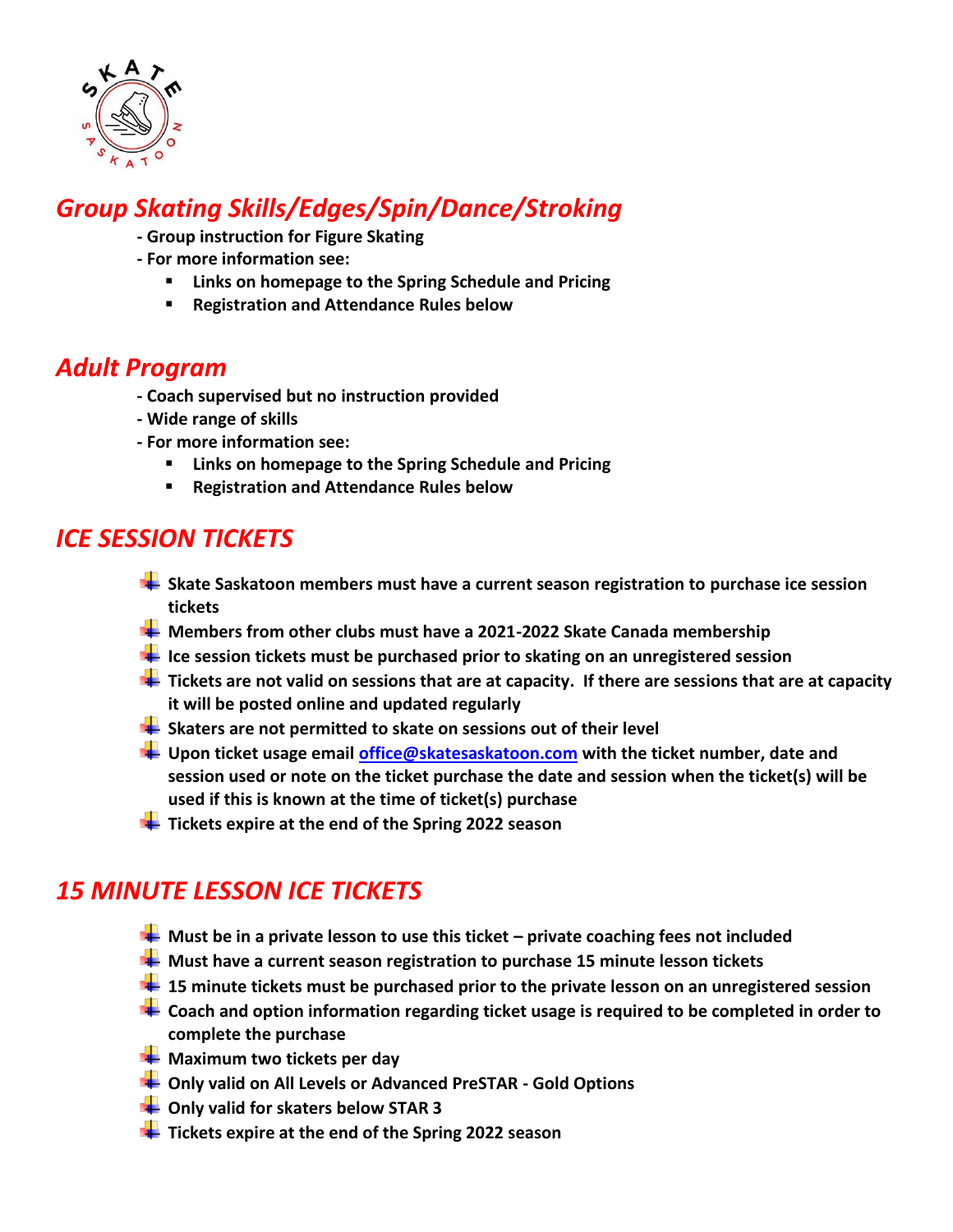## *Group Skating Skills/Edges/Spin/Dance/Stroking*

**- Group instruction for Figure Skating**

**- For more information see:**

- **Links on homepage to the Spring Schedule and Pricing**
- **Registration and Attendance Rules below**

## *Adult Program*

**- Coach supervised but no instruction provided**

**- Wide range of skills**

**- For more information see:**

- **Links on homepage to the Spring Schedule and Pricing**
- **Registration and Attendance Rules below**

## *ICE SESSION TICKETS*

- **Skate Saskatoon members must have a current season registration to purchase ice session tickets**
- **Members from other clubs must have a 2021-2022 Skate Canada membership**
- **Ice session tickets must be purchased prior to skating on an unregistered session**
- **Tickets are not valid on sessions that are at capacity. If there are sessions that are at capacity it will be posted online and updated regularly**
- **Skaters are not permitted to skate on sessions out of their level**
- **Upon ticket usage email office@skatesaskatoon.com with the ticket number, date and session used or note on the ticket purchase the date and session when the ticket(s) will be used if this is known at the time of ticket(s) purchase**
- **Tickets expire at the end of the Spring 2022 season**

## *15 MINUTE LESSON ICE TICKETS*

- **Must be in a private lesson to use this ticket – private coaching fees not included**
- **Must have a current season registration to purchase 15 minute lesson tickets**
- **15 minute tickets must be purchased prior to the private lesson on an unregistered session**
- **Coach and option information regarding ticket usage is required to be completed in order to complete the purchase**
- **Maximum two tickets per day**
- **Only valid on All Levels or Advanced PreSTAR - Gold Options**
- **Only valid for skaters below STAR 3**
- **Tickets expire at the end of the Spring 2022 season**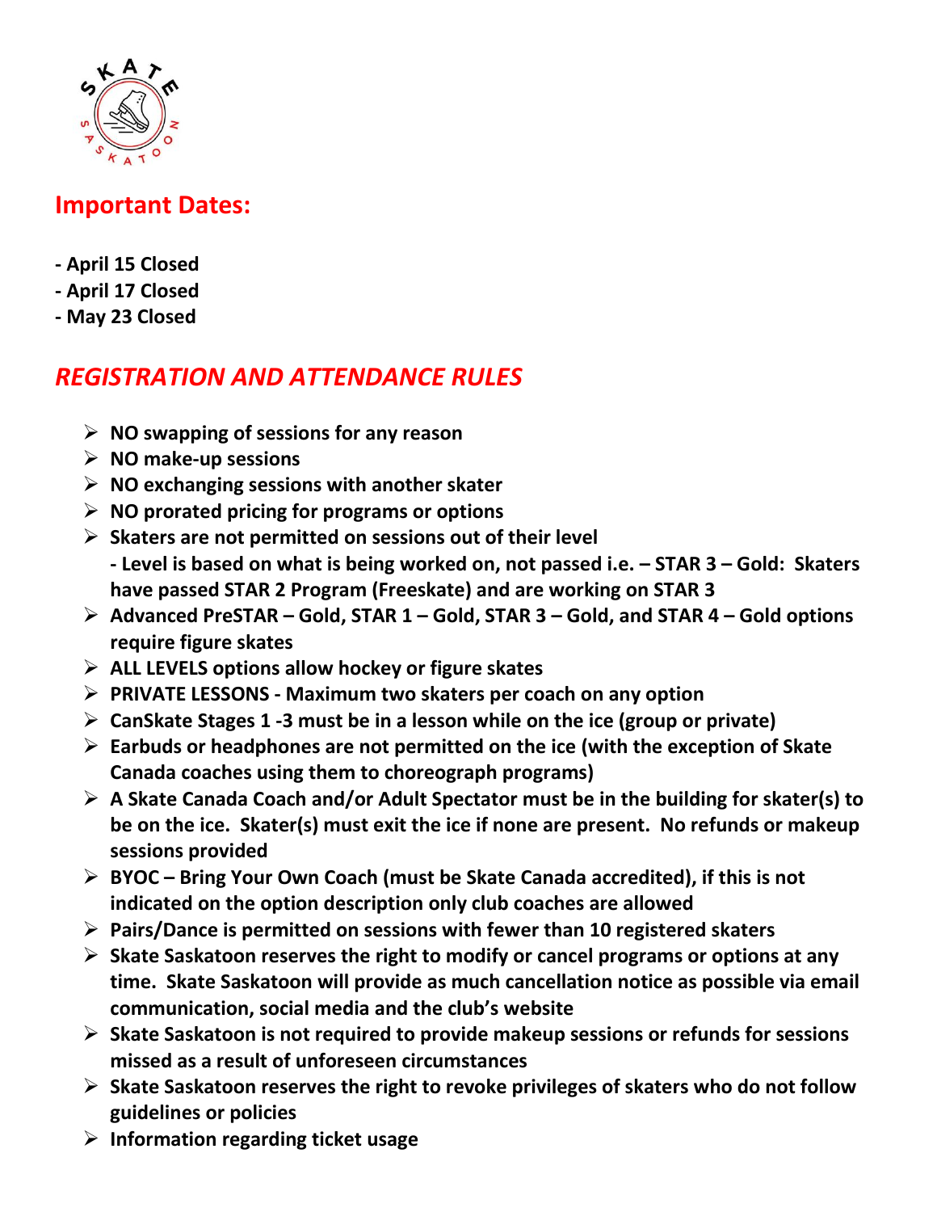## Important Dates:

- April 15 Closed
- April 17 Closed
- May 23 Closed

## *REGISTRATION AND ATTENDANCE RULES*

- **NO swapping of sessions for any reason**
- **NO make-up sessions**
- **NO exchanging sessions with another skater**
- **NO prorated pricing for programs or options**
- **Skaters are not permitted on sessions out of their level**
  **- Level is based on what is being worked on, not passed i.e. – STAR 3 – Gold: Skaters have passed STAR 2 Program (Freeskate) and are working on STAR 3**
- **Advanced PreSTAR – Gold, STAR 1 – Gold, STAR 3 – Gold, and STAR 4 – Gold options require figure skates**
- **ALL LEVELS options allow hockey or figure skates**
- **PRIVATE LESSONS - Maximum two skaters per coach on any option**
- **CanSkate Stages 1 -3 must be in a lesson while on the ice (group or private)**
- **Earbuds or headphones are not permitted on the ice (with the exception of Skate Canada coaches using them to choreograph programs)**
- **A Skate Canada Coach and/or Adult Spectator must be in the building for skater(s) to be on the ice. Skater(s) must exit the ice if none are present. No refunds or makeup sessions provided**
- **BYOC – Bring Your Own Coach (must be Skate Canada accredited), if this is not indicated on the option description only club coaches are allowed**
- **Pairs/Dance is permitted on sessions with fewer than 10 registered skaters**
- **Skate Saskatoon reserves the right to modify or cancel programs or options at any time. Skate Saskatoon will provide as much cancellation notice as possible via email communication, social media and the club's website**
- **Skate Saskatoon is not required to provide makeup sessions or refunds for sessions missed as a result of unforeseen circumstances**
- **Skate Saskatoon reserves the right to revoke privileges of skaters who do not follow guidelines or policies**
- **Information regarding ticket usage**